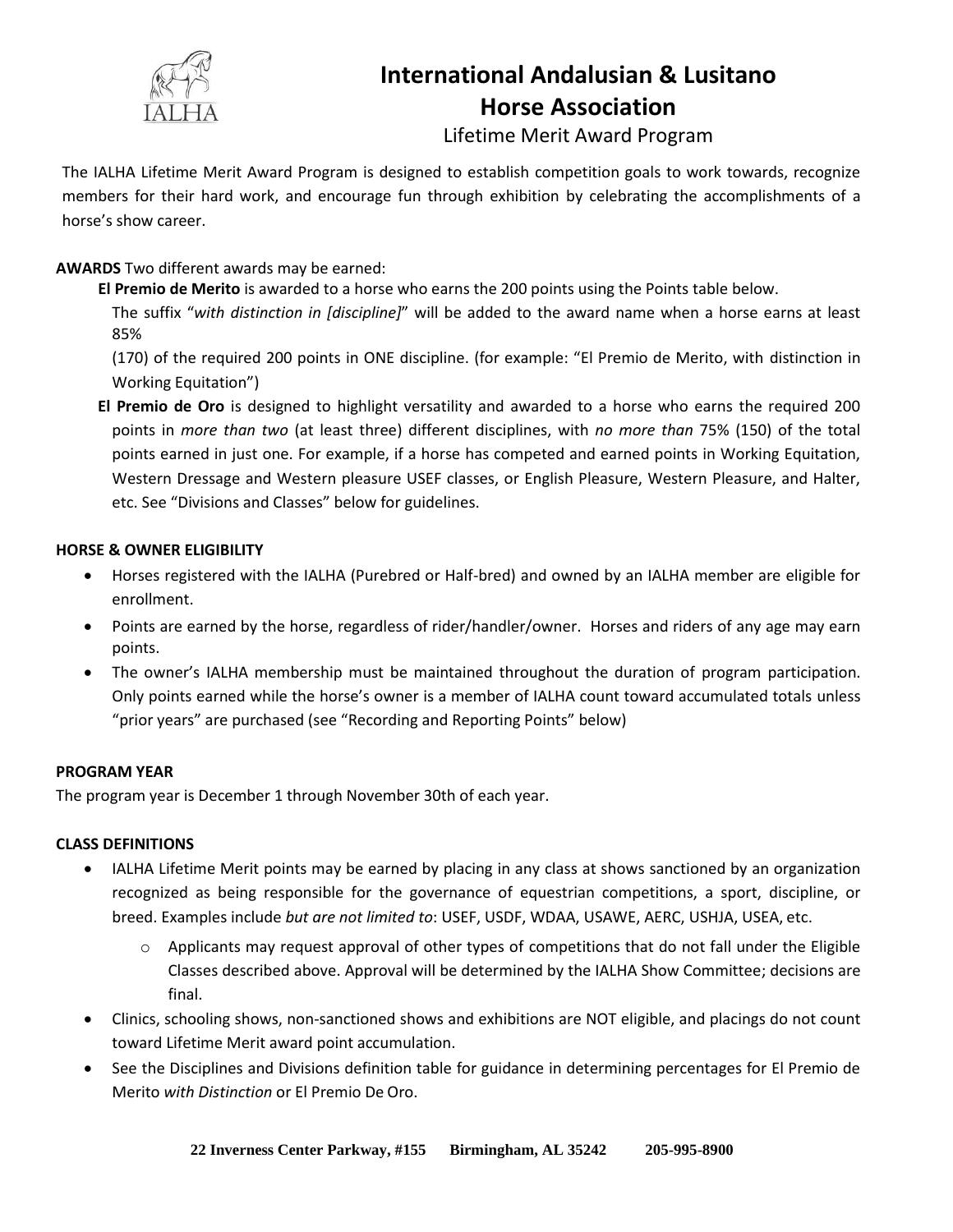# International Andalusian & Lusitano Horse Association

## Lifetime Merit Award Program

The IALHA Lifetime Merit Award Program is designed to establish competition goals to work towards, recognize members for their hard work, and encourage fun through exhibition by celebrating the accomplishments of a horse's show career.

**AWARDS** Two different awards may be earned:

**El Premio de Merito** is awarded to a horse who earns the 200 points using the Points table below.

The suffix "*with distinction in [discipline]*" will be added to the award name when a horse earns at least 85% (170) of the required 200 points in ONE discipline. (for example: "El Premio de Merito, with distinction in Working Equitation")

**El Premio de Oro** is designed to highlight versatility and awarded to a horse who earns the required 200 points in *more than two* (at least three) different disciplines, with *no more than* 75% (150) of the total points earned in just one. For example, if a horse has competed and earned points in Working Equitation, Western Dressage and Western pleasure USEF classes, or English Pleasure, Western Pleasure, and Halter, etc. See "Divisions and Classes" below for guidelines.

**HORSE & OWNER ELIGIBILITY**

- Horses registered with the IALHA (Purebred or Half-bred) and owned by an IALHA member are eligible for enrollment.
- Points are earned by the horse, regardless of rider/handler/owner. Horses and riders of any age may earn points.
- The owner's IALHA membership must be maintained throughout the duration of program participation. Only points earned while the horse's owner is a member of IALHA count toward accumulated totals unless "prior years" are purchased (see "Recording and Reporting Points" below)

**PROGRAM YEAR**

The program year is December 1 through November 30th of each year.

**CLASS DEFINITIONS**

- IALHA Lifetime Merit points may be earned by placing in any class at shows sanctioned by an organization recognized as being responsible for the governance of equestrian competitions, a sport, discipline, or breed. Examples include *but are not limited to*: USEF, USDF, WDAA, USAWE, AERC, USHJA, USEA, etc.
  - Applicants may request approval of other types of competitions that do not fall under the Eligible Classes described above. Approval will be determined by the IALHA Show Committee; decisions are final.
- Clinics, schooling shows, non-sanctioned shows and exhibitions are NOT eligible, and placings do not count toward Lifetime Merit award point accumulation.
- See the Disciplines and Divisions definition table for guidance in determining percentages for El Premio de Merito *with Distinction* or El Premio De Oro.

**22 Inverness Center Parkway, #155 Birmingham, AL 35242 205-995-8900**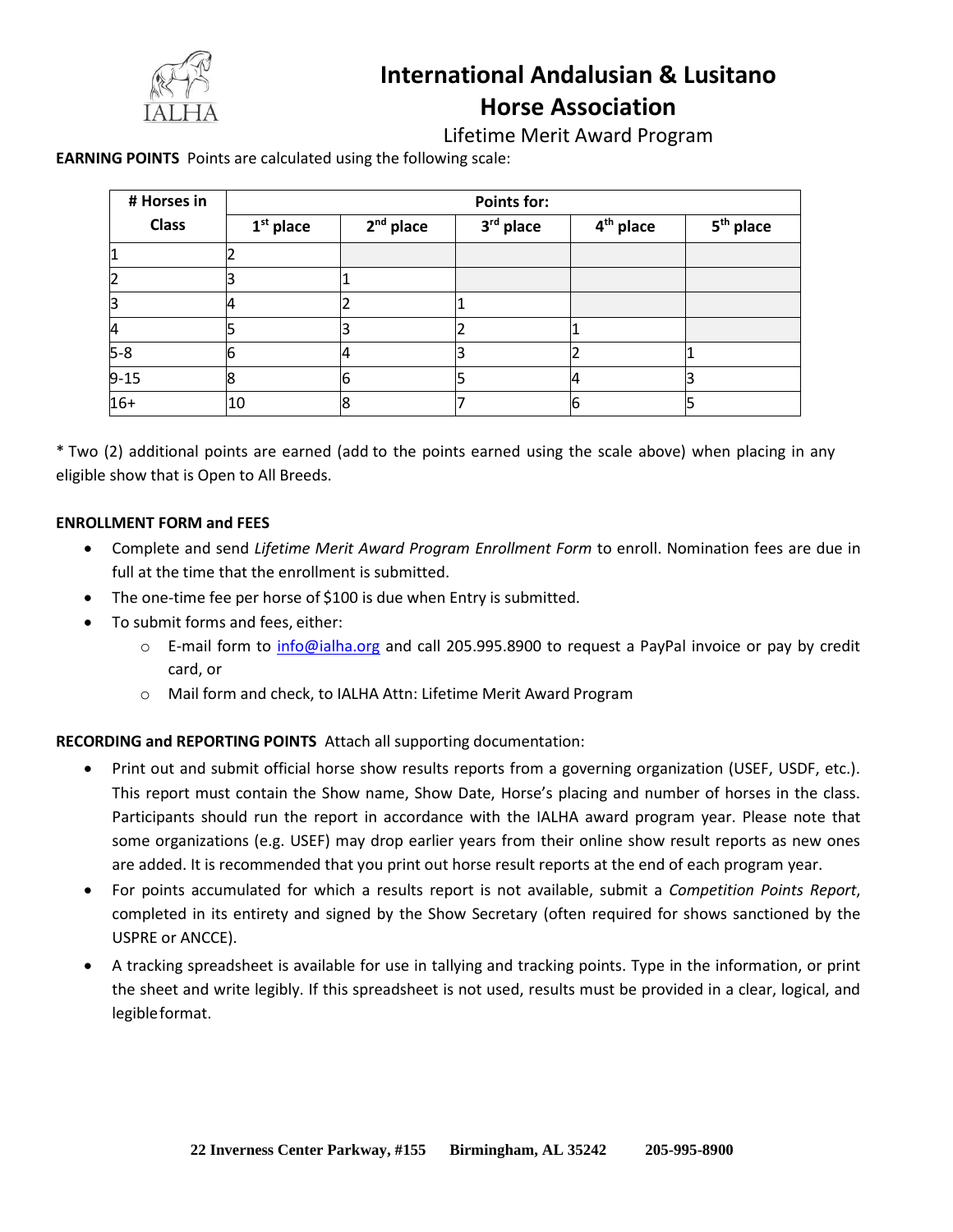# International Andalusian & Lusitano Horse Association

## Lifetime Merit Award Program

**EARNING POINTS** Points are calculated using the following scale:

| # Horses in Class | Points for: | | | | |
|---|---|---|---|---|---|
| | 1st place | 2nd place | 3rd place | 4th place | 5th place |
| 1 | 2 | | | | |
| 2 | 3 | 1 | | | |
| 3 | 4 | 2 | 1 | | |
| 4 | 5 | 3 | 2 | 1 | |
| 5-8 | 6 | 4 | 3 | 2 | 1 |
| 9-15 | 8 | 6 | 5 | 4 | 3 |
| 16+ | 10 | 8 | 7 | 6 | 5 |

* Two (2) additional points are earned (add to the points earned using the scale above) when placing in any eligible show that is Open to All Breeds.

**ENROLLMENT FORM and FEES**

- Complete and send *Lifetime Merit Award Program Enrollment Form* to enroll. Nomination fees are due in full at the time that the enrollment is submitted.
- The one-time fee per horse of $100 is due when Entry is submitted.
- To submit forms and fees, either:
  - E-mail form to info@ialha.org and call 205.995.8900 to request a PayPal invoice or pay by credit card, or
  - Mail form and check, to IALHA Attn: Lifetime Merit Award Program

**RECORDING and REPORTING POINTS** Attach all supporting documentation:

- Print out and submit official horse show results reports from a governing organization (USEF, USDF, etc.). This report must contain the Show name, Show Date, Horse's placing and number of horses in the class. Participants should run the report in accordance with the IALHA award program year. Please note that some organizations (e.g. USEF) may drop earlier years from their online show result reports as new ones are added. It is recommended that you print out horse result reports at the end of each program year.
- For points accumulated for which a results report is not available, submit a *Competition Points Report*, completed in its entirety and signed by the Show Secretary (often required for shows sanctioned by the USPRE or ANCCE).
- A tracking spreadsheet is available for use in tallying and tracking points. Type in the information, or print the sheet and write legibly. If this spreadsheet is not used, results must be provided in a clear, logical, and legible format.

**22 Inverness Center Parkway, #155 Birmingham, AL 35242 205-995-8900**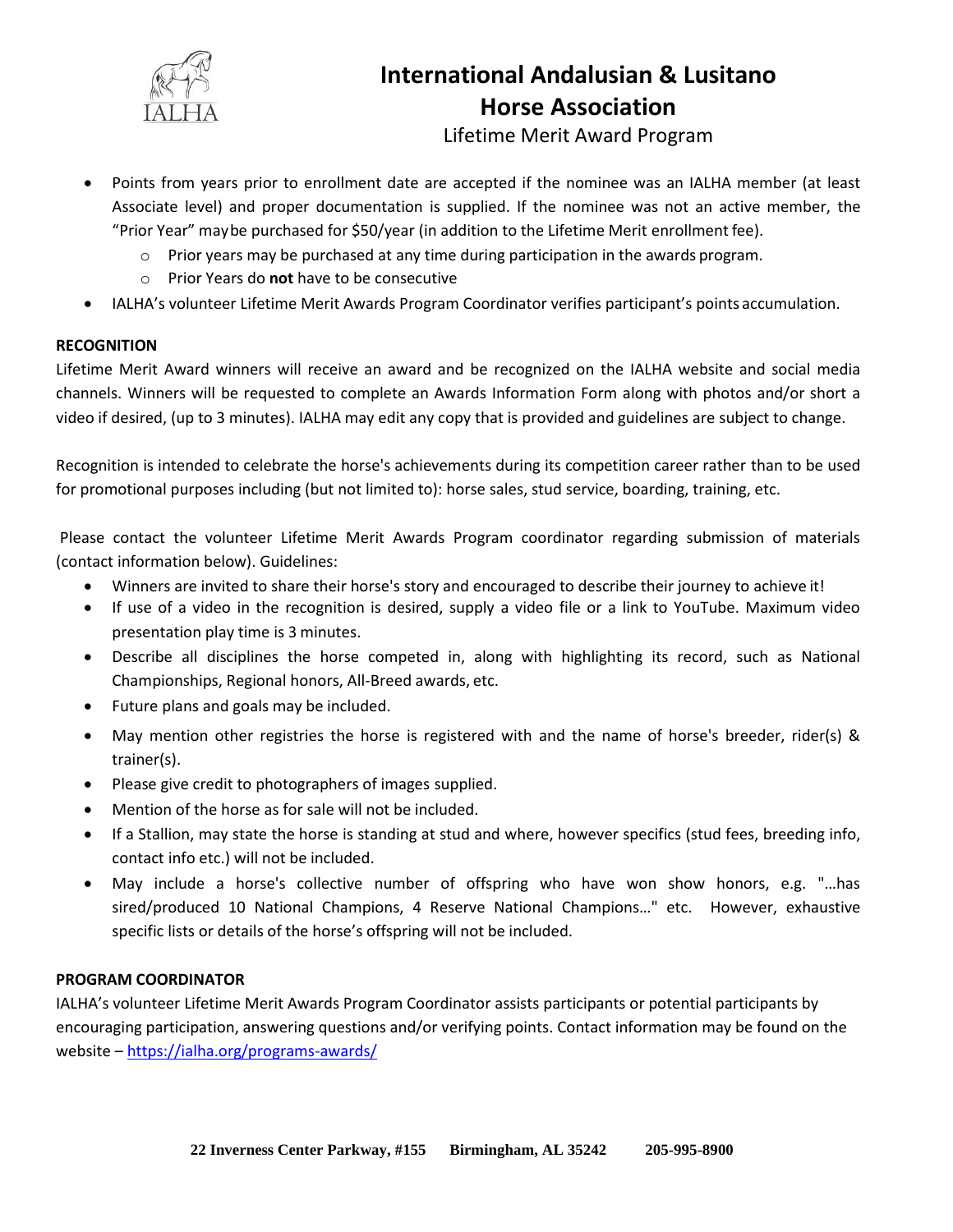# International Andalusian & Lusitano Horse Association

Lifetime Merit Award Program

- Points from years prior to enrollment date are accepted if the nominee was an IALHA member (at least Associate level) and proper documentation is supplied. If the nominee was not an active member, the "Prior Year" may be purchased for $50/year (in addition to the Lifetime Merit enrollment fee).
  - Prior years may be purchased at any time during participation in the awards program.
  - Prior Years do **not** have to be consecutive
- IALHA's volunteer Lifetime Merit Awards Program Coordinator verifies participant's points accumulation.

**RECOGNITION**

Lifetime Merit Award winners will receive an award and be recognized on the IALHA website and social media channels. Winners will be requested to complete an Awards Information Form along with photos and/or short a video if desired, (up to 3 minutes). IALHA may edit any copy that is provided and guidelines are subject to change.

Recognition is intended to celebrate the horse's achievements during its competition career rather than to be used for promotional purposes including (but not limited to): horse sales, stud service, boarding, training, etc.

Please contact the volunteer Lifetime Merit Awards Program coordinator regarding submission of materials (contact information below). Guidelines:

- Winners are invited to share their horse's story and encouraged to describe their journey to achieve it!
- If use of a video in the recognition is desired, supply a video file or a link to YouTube. Maximum video presentation play time is 3 minutes.
- Describe all disciplines the horse competed in, along with highlighting its record, such as National Championships, Regional honors, All-Breed awards, etc.
- Future plans and goals may be included.
- May mention other registries the horse is registered with and the name of horse's breeder, rider(s) & trainer(s).
- Please give credit to photographers of images supplied.
- Mention of the horse as for sale will not be included.
- If a Stallion, may state the horse is standing at stud and where, however specifics (stud fees, breeding info, contact info etc.) will not be included.
- May include a horse's collective number of offspring who have won show honors, e.g. "…has sired/produced 10 National Champions, 4 Reserve National Champions…" etc. However, exhaustive specific lists or details of the horse's offspring will not be included.

**PROGRAM COORDINATOR**

IALHA's volunteer Lifetime Merit Awards Program Coordinator assists participants or potential participants by encouraging participation, answering questions and/or verifying points. Contact information may be found on the website – https://ialha.org/programs-awards/

**22 Inverness Center Parkway, #155 Birmingham, AL 35242 205-995-8900**